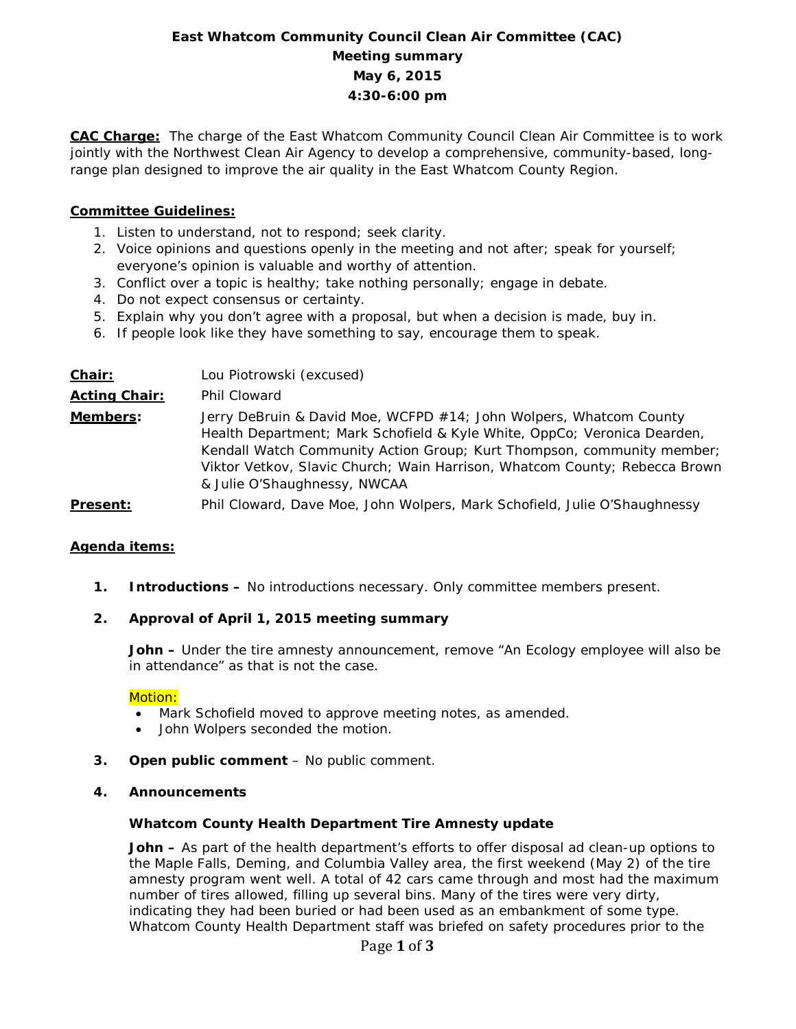# East Whatcom Community Council Clean Air Committee (CAC)
## Meeting summary
## May 6, 2015
## 4:30-6:00 pm

**CAC Charge:** The charge of the East Whatcom Community Council Clean Air Committee is to work jointly with the Northwest Clean Air Agency to develop a comprehensive, community-based, long-range plan designed to improve the air quality in the East Whatcom County Region.

**Committee Guidelines:**

1. Listen to understand, not to respond; seek clarity.
2. Voice opinions and questions openly in the meeting and not after; speak for yourself; everyone's opinion is valuable and worthy of attention.
3. Conflict over a topic is healthy; take nothing personally; engage in debate.
4. Do not expect consensus or certainty.
5. Explain why you don't agree with a proposal, but when a decision is made, buy in.
6. If people look like they have something to say, encourage them to speak.

**Chair:** Lou Piotrowski (excused)

**Acting Chair:** Phil Cloward

**Members:** Jerry DeBruin & David Moe, WCFPD #14; John Wolpers, Whatcom County Health Department; Mark Schofield & Kyle White, OppCo; Veronica Dearden, Kendall Watch Community Action Group; Kurt Thompson, community member; Viktor Vetkov, Slavic Church; Wain Harrison, Whatcom County; Rebecca Brown & Julie O'Shaughnessy, NWCAA

**Present:** Phil Cloward, Dave Moe, John Wolpers, Mark Schofield, Julie O'Shaughnessy

**Agenda items:**

1. **Introductions –** No introductions necessary. Only committee members present.

2. **Approval of April 1, 2015 meeting summary**

   **John –** Under the tire amnesty announcement, remove "An Ecology employee will also be in attendance" as that is not the case.

   Motion:
   - Mark Schofield moved to approve meeting notes, as amended.
   - John Wolpers seconded the motion.

3. **Open public comment** – No public comment.

4. **Announcements**

   **Whatcom County Health Department Tire Amnesty update**

   **John –** As part of the health department's efforts to offer disposal ad clean-up options to the Maple Falls, Deming, and Columbia Valley area, the first weekend (May 2) of the tire amnesty program went well. A total of 42 cars came through and most had the maximum number of tires allowed, filling up several bins. Many of the tires were very dirty, indicating they had been buried or had been used as an embankment of some type. Whatcom County Health Department staff was briefed on safety procedures prior to the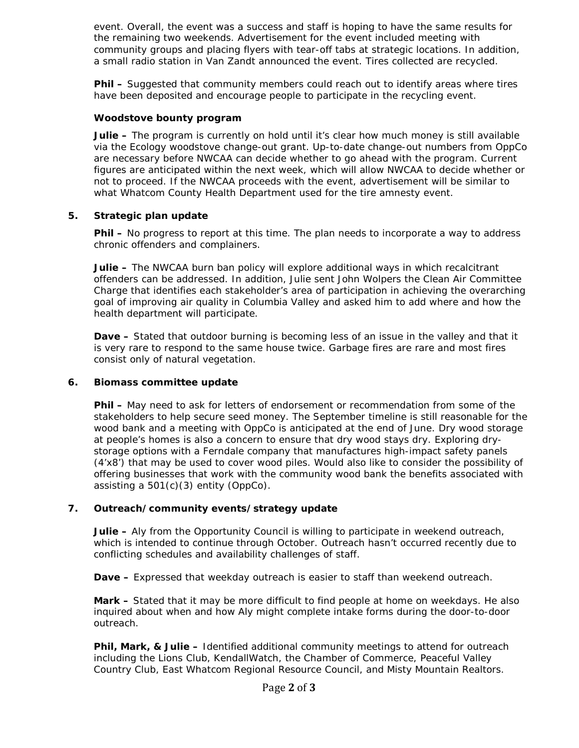event. Overall, the event was a success and staff is hoping to have the same results for the remaining two weekends. Advertisement for the event included meeting with community groups and placing flyers with tear-off tabs at strategic locations. In addition, a small radio station in Van Zandt announced the event. Tires collected are recycled.

**Phil –** Suggested that community members could reach out to identify areas where tires have been deposited and encourage people to participate in the recycling event.

**Woodstove bounty program**

**Julie –** The program is currently on hold until it's clear how much money is still available via the Ecology woodstove change-out grant. Up-to-date change-out numbers from OppCo are necessary before NWCAA can decide whether to go ahead with the program. Current figures are anticipated within the next week, which will allow NWCAA to decide whether or not to proceed. If the NWCAA proceeds with the event, advertisement will be similar to what Whatcom County Health Department used for the tire amnesty event.

**5. Strategic plan update**

**Phil –** No progress to report at this time. The plan needs to incorporate a way to address chronic offenders and complainers.

**Julie –** The NWCAA burn ban policy will explore additional ways in which recalcitrant offenders can be addressed. In addition, Julie sent John Wolpers the Clean Air Committee Charge that identifies each stakeholder's area of participation in achieving the overarching goal of improving air quality in Columbia Valley and asked him to add where and how the health department will participate.

**Dave –** Stated that outdoor burning is becoming less of an issue in the valley and that it is very rare to respond to the same house twice. Garbage fires are rare and most fires consist only of natural vegetation.

**6. Biomass committee update**

**Phil –** May need to ask for letters of endorsement or recommendation from some of the stakeholders to help secure seed money. The September timeline is still reasonable for the wood bank and a meeting with OppCo is anticipated at the end of June. Dry wood storage at people's homes is also a concern to ensure that dry wood stays dry. Exploring dry-storage options with a Ferndale company that manufactures high-impact safety panels (4'x8') that may be used to cover wood piles. Would also like to consider the possibility of offering businesses that work with the community wood bank the benefits associated with assisting a 501(c)(3) entity (OppCo).

**7. Outreach/community events/strategy update**

**Julie –** Aly from the Opportunity Council is willing to participate in weekend outreach, which is intended to continue through October. Outreach hasn't occurred recently due to conflicting schedules and availability challenges of staff.

**Dave –** Expressed that weekday outreach is easier to staff than weekend outreach.

**Mark –** Stated that it may be more difficult to find people at home on weekdays. He also inquired about when and how Aly might complete intake forms during the door-to-door outreach.

**Phil, Mark, & Julie –** Identified additional community meetings to attend for outreach including the Lions Club, KendallWatch, the Chamber of Commerce, Peaceful Valley Country Club, East Whatcom Regional Resource Council, and Misty Mountain Realtors.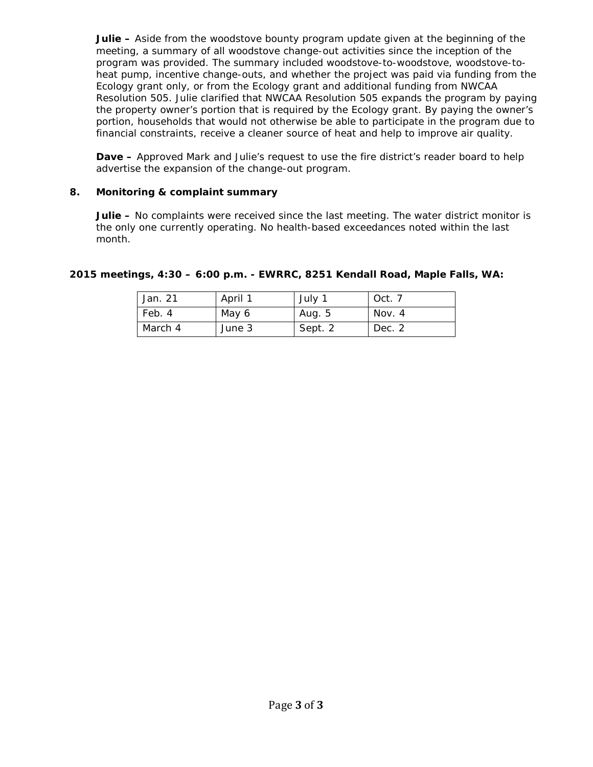**Julie –** Aside from the woodstove bounty program update given at the beginning of the meeting, a summary of all woodstove change-out activities since the inception of the program was provided. The summary included woodstove-to-woodstove, woodstove-to-heat pump, incentive change-outs, and whether the project was paid via funding from the Ecology grant only, or from the Ecology grant and additional funding from NWCAA Resolution 505. Julie clarified that NWCAA Resolution 505 expands the program by paying the property owner's portion that is required by the Ecology grant. By paying the owner's portion, households that would not otherwise be able to participate in the program due to financial constraints, receive a cleaner source of heat and help to improve air quality.

**Dave –** Approved Mark and Julie's request to use the fire district's reader board to help advertise the expansion of the change-out program.

**8. Monitoring & complaint summary**

**Julie –** No complaints were received since the last meeting. The water district monitor is the only one currently operating. No health-based exceedances noted within the last month.

**2015 meetings, 4:30 – 6:00 p.m. - EWRRC, 8251 Kendall Road, Maple Falls, WA:**

| | | | |
|---|---|---|---|
| Jan. 21 | April 1 | July 1 | Oct. 7 |
| Feb. 4 | May 6 | Aug. 5 | Nov. 4 |
| March 4 | June 3 | Sept. 2 | Dec. 2 |